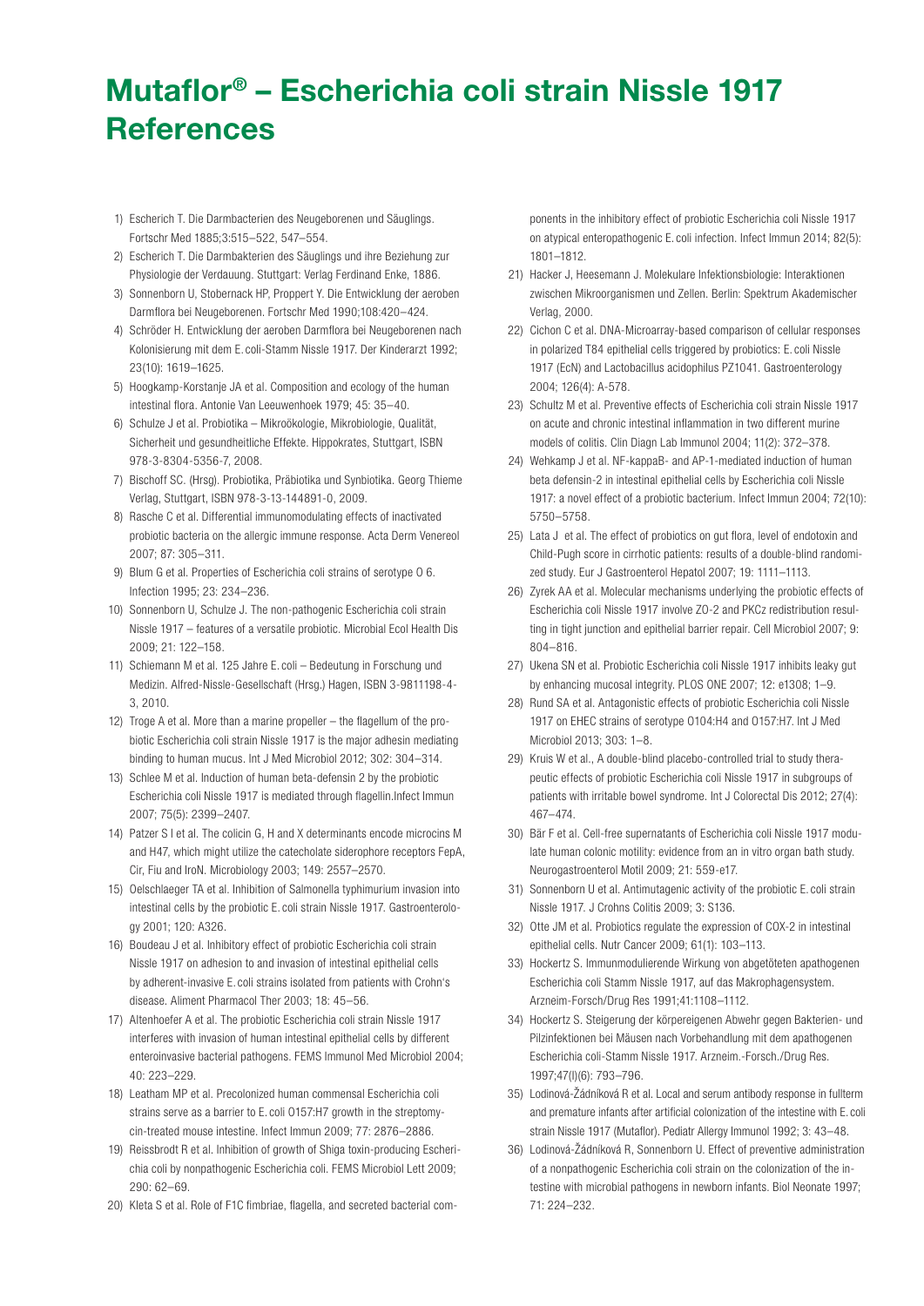# Mutaflor® – Escherichia coli strain Nissle 1917 References

1) Escherich T. Die Darmbacterien des Neugeborenen und Säuglings. Fortschr Med 1885;3:515–522, 547–554.
2) Escherich T. Die Darmbakterien des Säuglings und ihre Beziehung zur Physiologie der Verdauung. Stuttgart: Verlag Ferdinand Enke, 1886.
3) Sonnenborn U, Stobernack HP, Proppert Y. Die Entwicklung der aeroben Darmflora bei Neugeborenen. Fortschr Med 1990;108:420–424.
4) Schröder H. Entwicklung der aeroben Darmflora bei Neugeborenen nach Kolonisierung mit dem E. coli-Stamm Nissle 1917. Der Kinderarzt 1992; 23(10): 1619–1625.
5) Hoogkamp-Korstanje JA et al. Composition and ecology of the human intestinal flora. Antonie Van Leeuwenhoek 1979; 45: 35–40.
6) Schulze J et al. Probiotika – Mikroökologie, Mikrobiologie, Qualität, Sicherheit und gesundheitliche Effekte. Hippokrates, Stuttgart, ISBN 978-3-8304-5356-7, 2008.
7) Bischoff SC. (Hrsg). Probiotika, Präbiotika und Synbiotika. Georg Thieme Verlag, Stuttgart, ISBN 978-3-13-144891-0, 2009.
8) Rasche C et al. Differential immunomodulating effects of inactivated probiotic bacteria on the allergic immune response. Acta Derm Venereol 2007; 87: 305–311.
9) Blum G et al. Properties of Escherichia coli strains of serotype O 6. Infection 1995; 23: 234–236.
10) Sonnenborn U, Schulze J. The non-pathogenic Escherichia coli strain Nissle 1917 – features of a versatile probiotic. Microbial Ecol Health Dis 2009; 21: 122–158.
11) Schiemann M et al. 125 Jahre E. coli – Bedeutung in Forschung und Medizin. Alfred-Nissle-Gesellschaft (Hrsg.) Hagen, ISBN 3-9811198-4-3, 2010.
12) Troge A et al. More than a marine propeller – the flagellum of the probiotic Escherichia coli strain Nissle 1917 is the major adhesin mediating binding to human mucus. Int J Med Microbiol 2012; 302: 304–314.
13) Schlee M et al. Induction of human beta-defensin 2 by the probiotic Escherichia coli Nissle 1917 is mediated through flagellin.Infect Immun 2007; 75(5): 2399–2407.
14) Patzer S I et al. The colicin G, H and X determinants encode microcins M and H47, which might utilize the catecholate siderophore receptors FepA, Cir, Fiu and IroN. Microbiology 2003; 149: 2557–2570.
15) Oelschlaeger TA et al. Inhibition of Salmonella typhimurium invasion into intestinal cells by the probiotic E. coli strain Nissle 1917. Gastroenterology 2001; 120: A326.
16) Boudeau J et al. Inhibitory effect of probiotic Escherichia coli strain Nissle 1917 on adhesion to and invasion of intestinal epithelial cells by adherent-invasive E. coli strains isolated from patients with Crohn's disease. Aliment Pharmacol Ther 2003; 18: 45–56.
17) Altenhoefer A et al. The probiotic Escherichia coli strain Nissle 1917 interferes with invasion of human intestinal epithelial cells by different enteroinvasive bacterial pathogens. FEMS Immunol Med Microbiol 2004; 40: 223–229.
18) Leatham MP et al. Precolonized human commensal Escherichia coli strains serve as a barrier to E. coli O157:H7 growth in the streptomycin-treated mouse intestine. Infect Immun 2009; 77: 2876–2886.
19) Reissbrodt R et al. Inhibition of growth of Shiga toxin-producing Escherichia coli by nonpathogenic Escherichia coli. FEMS Microbiol Lett 2009; 290: 62–69.
20) Kleta S et al. Role of F1C fimbriae, flagella, and secreted bacterial components in the inhibitory effect of probiotic Escherichia coli Nissle 1917 on atypical enteropathogenic E. coli infection. Infect Immun 2014; 82(5): 1801–1812.
21) Hacker J, Heesemann J. Molekulare Infektionsbiologie: Interaktionen zwischen Mikroorganismen und Zellen. Berlin: Spektrum Akademischer Verlag, 2000.
22) Cichon C et al. DNA-Microarray-based comparison of cellular responses in polarized T84 epithelial cells triggered by probiotics: E. coli Nissle 1917 (EcN) and Lactobacillus acidophilus PZ1041. Gastroenterology 2004; 126(4): A-578.
23) Schultz M et al. Preventive effects of Escherichia coli strain Nissle 1917 on acute and chronic intestinal inflammation in two different murine models of colitis. Clin Diagn Lab Immunol 2004; 11(2): 372–378.
24) Wehkamp J et al. NF-kappaB- and AP-1-mediated induction of human beta defensin-2 in intestinal epithelial cells by Escherichia coli Nissle 1917: a novel effect of a probiotic bacterium. Infect Immun 2004; 72(10): 5750–5758.
25) Lata J et al. The effect of probiotics on gut flora, level of endotoxin and Child-Pugh score in cirrhotic patients: results of a double-blind randomized study. Eur J Gastroenterol Hepatol 2007; 19: 1111–1113.
26) Zyrek AA et al. Molecular mechanisms underlying the probiotic effects of Escherichia coli Nissle 1917 involve ZO-2 and PKCz redistribution resulting in tight junction and epithelial barrier repair. Cell Microbiol 2007; 9: 804–816.
27) Ukena SN et al. Probiotic Escherichia coli Nissle 1917 inhibits leaky gut by enhancing mucosal integrity. PLOS ONE 2007; 12: e1308; 1–9.
28) Rund SA et al. Antagonistic effects of probiotic Escherichia coli Nissle 1917 on EHEC strains of serotype O104:H4 and O157:H7. Int J Med Microbiol 2013; 303: 1–8.
29) Kruis W et al., A double-blind placebo-controlled trial to study therapeutic effects of probiotic Escherichia coli Nissle 1917 in subgroups of patients with irritable bowel syndrome. Int J Colorectal Dis 2012; 27(4): 467–474.
30) Bär F et al. Cell-free supernatants of Escherichia coli Nissle 1917 modulate human colonic motility: evidence from an in vitro organ bath study. Neurogastroenterol Motil 2009; 21: 559-e17.
31) Sonnenborn U et al. Antimutagenic activity of the probiotic E. coli strain Nissle 1917. J Crohns Colitis 2009; 3: S136.
32) Otte JM et al. Probiotics regulate the expression of COX-2 in intestinal epithelial cells. Nutr Cancer 2009; 61(1): 103–113.
33) Hockertz S. Immunmodulierende Wirkung von abgetöteten apathogenen Escherichia coli Stamm Nissle 1917, auf das Makrophagensystem. Arzneim-Forsch/Drug Res 1991;41:1108–1112.
34) Hockertz S. Steigerung der körpereigenen Abwehr gegen Bakterien- und Pilzinfektionen bei Mäusen nach Vorbehandlung mit dem apathogenen Escherichia coli-Stamm Nissle 1917. Arzneim.-Forsch./Drug Res. 1997;47(I)(6): 793–796.
35) Lodinová-Žádníková R et al. Local and serum antibody response in fullterm and premature infants after artificial colonization of the intestine with E. coli strain Nissle 1917 (Mutaflor). Pediatr Allergy Immunol 1992; 3: 43–48.
36) Lodinová-Žádníková R, Sonnenborn U. Effect of preventive administration of a nonpathogenic Escherichia coli strain on the colonization of the intestine with microbial pathogens in newborn infants. Biol Neonate 1997; 71: 224–232.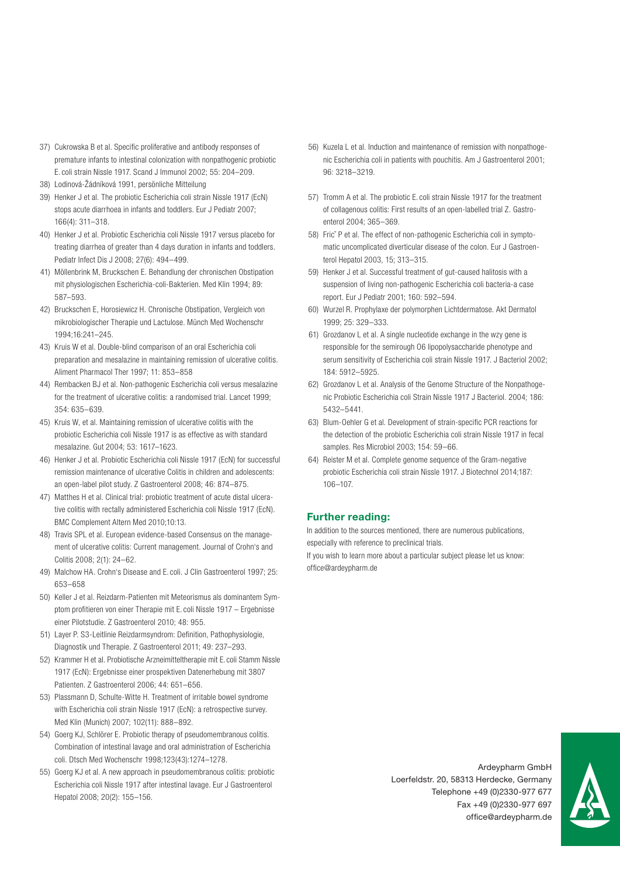37) Cukrowska B et al. Specific proliferative and antibody responses of premature infants to intestinal colonization with nonpathogenic probiotic E. coli strain Nissle 1917. Scand J Immunol 2002; 55: 204–209.
38) Lodinová-Žádníková 1991, persönliche Mitteilung
39) Henker J et al. The probiotic Escherichia coli strain Nissle 1917 (EcN) stops acute diarrhoea in infants and toddlers. Eur J Pediatr 2007; 166(4): 311–318.
40) Henker J et al. Probiotic Escherichia coli Nissle 1917 versus placebo for treating diarrhea of greater than 4 days duration in infants and toddlers. Pediatr Infect Dis J 2008; 27(6): 494–499.
41) Möllenbrink M, Bruckschen E. Behandlung der chronischen Obstipation mit physiologischen Escherichia-coli-Bakterien. Med Klin 1994; 89: 587–593.
42) Bruckschen E, Horosiewicz H. Chronische Obstipation, Vergleich von mikrobiologischer Therapie und Lactulose. Münch Med Wochenschr 1994;16:241–245.
43) Kruis W et al. Double-blind comparison of an oral Escherichia coli preparation and mesalazine in maintaining remission of ulcerative colitis. Aliment Pharmacol Ther 1997; 11: 853–858
44) Rembacken BJ et al. Non-pathogenic Escherichia coli versus mesalazine for the treatment of ulcerative colitis: a randomised trial. Lancet 1999; 354: 635–639.
45) Kruis W, et al. Maintaining remission of ulcerative colitis with the probiotic Escherichia coli Nissle 1917 is as effective as with standard mesalazine. Gut 2004; 53: 1617–1623.
46) Henker J et al. Probiotic Escherichia coli Nissle 1917 (EcN) for successful remission maintenance of ulcerative Colitis in children and adolescents: an open-label pilot study. Z Gastroenterol 2008; 46: 874–875.
47) Matthes H et al. Clinical trial: probiotic treatment of acute distal ulcerative colitis with rectally administered Escherichia coli Nissle 1917 (EcN). BMC Complement Altern Med 2010;10:13.
48) Travis SPL et al. European evidence-based Consensus on the management of ulcerative colitis: Current management. Journal of Crohn's and Colitis 2008; 2(1): 24–62.
49) Malchow HA. Crohn's Disease and E. coli. J Clin Gastroenterol 1997; 25: 653–658
50) Keller J et al. Reizdarm-Patienten mit Meteorismus als dominantem Symptom profitieren von einer Therapie mit E. coli Nissle 1917 – Ergebnisse einer Pilotstudie. Z Gastroenterol 2010; 48: 955.
51) Layer P. S3-Leitlinie Reizdarmsyndrom: Definition, Pathophysiologie, Diagnostik und Therapie. Z Gastroenterol 2011; 49: 237–293.
52) Krammer H et al. Probiotische Arzneimitteltherapie mit E. coli Stamm Nissle 1917 (EcN): Ergebnisse einer prospektiven Datenerhebung mit 3807 Patienten. Z Gastroenterol 2006; 44: 651–656.
53) Plassmann D, Schulte-Witte H. Treatment of irritable bowel syndrome with Escherichia coli strain Nissle 1917 (EcN): a retrospective survey. Med Klin (Munich) 2007; 102(11): 888–892.
54) Goerg KJ, Schlörer E. Probiotic therapy of pseudomembranous colitis. Combination of intestinal lavage and oral administration of Escherichia coli. Dtsch Med Wochenschr 1998;123(43):1274–1278.
55) Goerg KJ et al. A new approach in pseudomembranous colitis: probiotic Escherichia coli Nissle 1917 after intestinal lavage. Eur J Gastroenterol Hepatol 2008; 20(2): 155–156.
56) Kuzela L et al. Induction and maintenance of remission with nonpathogenic Escherichia coli in patients with pouchitis. Am J Gastroenterol 2001; 96: 3218–3219.
57) Tromm A et al. The probiotic E. coli strain Nissle 1917 for the treatment of collagenous colitis: First results of an open-labelled trial Z. Gastroenterol 2004; 365–369.
58) Frič P et al. The effect of non-pathogenic Escherichia coli in symptomatic uncomplicated diverticular disease of the colon. Eur J Gastroenterol Hepatol 2003, 15; 313–315.
59) Henker J et al. Successful treatment of gut-caused halitosis with a suspension of living non-pathogenic Escherichia coli bacteria-a case report. Eur J Pediatr 2001; 160: 592–594.
60) Wurzel R. Prophylaxe der polymorphen Lichtdermatose. Akt Dermatol 1999; 25: 329–333.
61) Grozdanov L et al. A single nucleotide exchange in the wzy gene is responsible for the semirough O6 lipopolysaccharide phenotype and serum sensitivity of Escherichia coli strain Nissle 1917. J Bacteriol 2002; 184: 5912–5925.
62) Grozdanov L et al. Analysis of the Genome Structure of the Nonpathogenic Probiotic Escherichia coli Strain Nissle 1917 J Bacteriol. 2004; 186: 5432–5441.
63) Blum-Oehler G et al. Development of strain-specific PCR reactions for the detection of the probiotic Escherichia coli strain Nissle 1917 in fecal samples. Res Microbiol 2003; 154: 59–66.
64) Reister M et al. Complete genome sequence of the Gram-negative probiotic Escherichia coli strain Nissle 1917. J Biotechnol 2014;187: 106–107.

## Further reading:

In addition to the sources mentioned, there are numerous publications, especially with reference to preclinical trials.

If you wish to learn more about a particular subject please let us know: office@ardeypharm.de

Ardeypharm GmbH
Loerfeldstr. 20, 58313 Herdecke, Germany
Telephone +49 (0)2330-977 677
Fax +49 (0)2330-977 697
office@ardeypharm.de